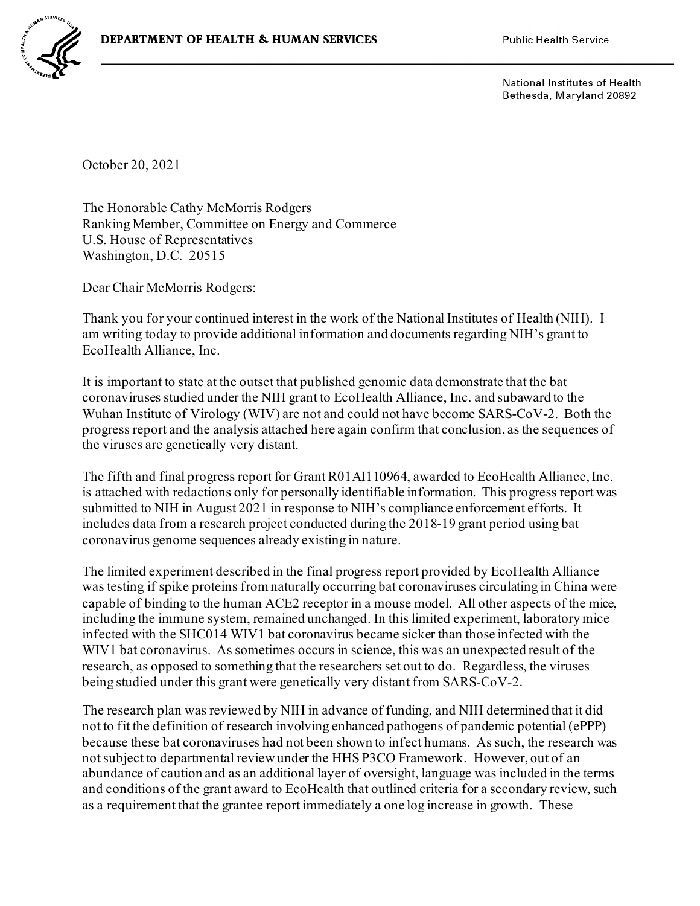**DEPARTMENT OF HEALTH & HUMAN SERVICES**

Public Health Service

National Institutes of Health
Bethesda, Maryland 20892

October 20, 2021

The Honorable Cathy McMorris Rodgers
Ranking Member, Committee on Energy and Commerce
U.S. House of Representatives
Washington, D.C. 20515

Dear Chair McMorris Rodgers:

Thank you for your continued interest in the work of the National Institutes of Health (NIH). I am writing today to provide additional information and documents regarding NIH's grant to EcoHealth Alliance, Inc.

It is important to state at the outset that published genomic data demonstrate that the bat coronaviruses studied under the NIH grant to EcoHealth Alliance, Inc. and subaward to the Wuhan Institute of Virology (WIV) are not and could not have become SARS-CoV-2. Both the progress report and the analysis attached here again confirm that conclusion, as the sequences of the viruses are genetically very distant.

The fifth and final progress report for Grant R01AI110964, awarded to EcoHealth Alliance, Inc. is attached with redactions only for personally identifiable information. This progress report was submitted to NIH in August 2021 in response to NIH's compliance enforcement efforts. It includes data from a research project conducted during the 2018-19 grant period using bat coronavirus genome sequences already existing in nature.

The limited experiment described in the final progress report provided by EcoHealth Alliance was testing if spike proteins from naturally occurring bat coronaviruses circulating in China were capable of binding to the human ACE2 receptor in a mouse model. All other aspects of the mice, including the immune system, remained unchanged. In this limited experiment, laboratory mice infected with the SHC014 WIV1 bat coronavirus became sicker than those infected with the WIV1 bat coronavirus. As sometimes occurs in science, this was an unexpected result of the research, as opposed to something that the researchers set out to do. Regardless, the viruses being studied under this grant were genetically very distant from SARS-CoV-2.

The research plan was reviewed by NIH in advance of funding, and NIH determined that it did not to fit the definition of research involving enhanced pathogens of pandemic potential (ePPP) because these bat coronaviruses had not been shown to infect humans. As such, the research was not subject to departmental review under the HHS P3CO Framework. However, out of an abundance of caution and as an additional layer of oversight, language was included in the terms and conditions of the grant award to EcoHealth that outlined criteria for a secondary review, such as a requirement that the grantee report immediately a one log increase in growth. These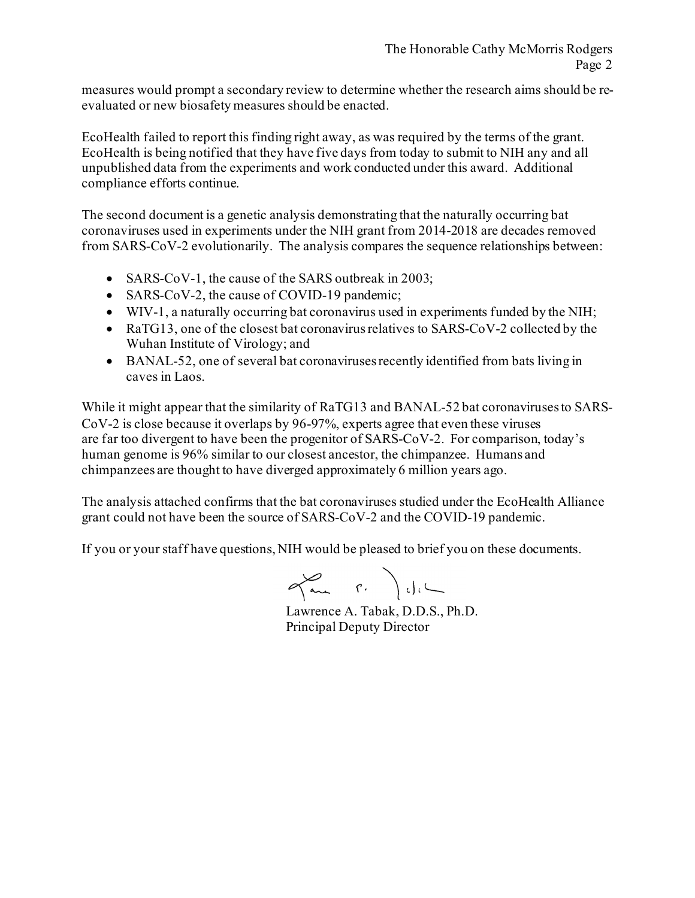measures would prompt a secondary review to determine whether the research aims should be re-evaluated or new biosafety measures should be enacted.

EcoHealth failed to report this finding right away, as was required by the terms of the grant. EcoHealth is being notified that they have five days from today to submit to NIH any and all unpublished data from the experiments and work conducted under this award. Additional compliance efforts continue.

The second document is a genetic analysis demonstrating that the naturally occurring bat coronaviruses used in experiments under the NIH grant from 2014-2018 are decades removed from SARS-CoV-2 evolutionarily. The analysis compares the sequence relationships between:

- SARS-CoV-1, the cause of the SARS outbreak in 2003;
- SARS-CoV-2, the cause of COVID-19 pandemic;
- WIV-1, a naturally occurring bat coronavirus used in experiments funded by the NIH;
- RaTG13, one of the closest bat coronavirus relatives to SARS-CoV-2 collected by the Wuhan Institute of Virology; and
- BANAL-52, one of several bat coronaviruses recently identified from bats living in caves in Laos.

While it might appear that the similarity of RaTG13 and BANAL-52 bat coronaviruses to SARS-CoV-2 is close because it overlaps by 96-97%, experts agree that even these viruses are far too divergent to have been the progenitor of SARS-CoV-2. For comparison, today's human genome is 96% similar to our closest ancestor, the chimpanzee. Humans and chimpanzees are thought to have diverged approximately 6 million years ago.

The analysis attached confirms that the bat coronaviruses studied under the EcoHealth Alliance grant could not have been the source of SARS-CoV-2 and the COVID-19 pandemic.

If you or your staff have questions, NIH would be pleased to brief you on these documents.

Lawrence A. Tabak, D.D.S., Ph.D.
Principal Deputy Director